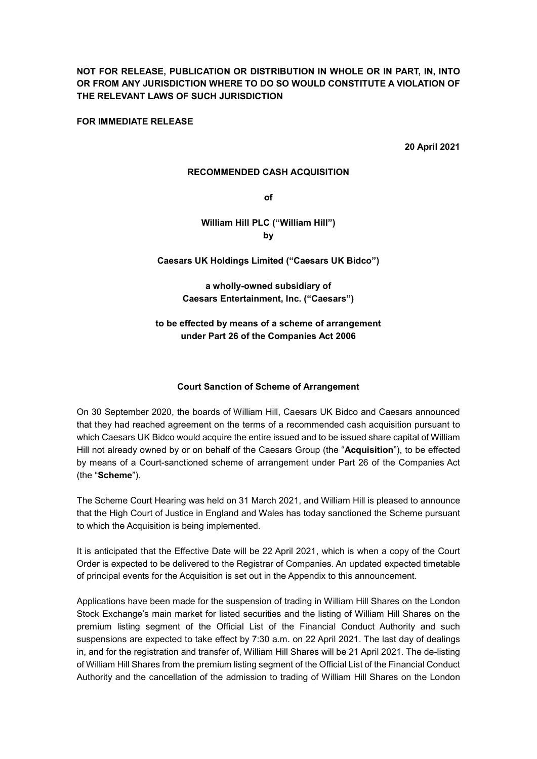**NOT FOR RELEASE, PUBLICATION OR DISTRIBUTION IN WHOLE OR IN PART, IN, INTO OR FROM ANY JURISDICTION WHERE TO DO SO WOULD CONSTITUTE A VIOLATION OF THE RELEVANT LAWS OF SUCH JURISDICTION**

**FOR IMMEDIATE RELEASE**

**20 April 2021**

**RECOMMENDED CASH ACQUISITION**

**of**

**William Hill PLC ("William Hill")**
**by**

**Caesars UK Holdings Limited ("Caesars UK Bidco")**

**a wholly-owned subsidiary of**
**Caesars Entertainment, Inc. ("Caesars")**

**to be effected by means of a scheme of arrangement under Part 26 of the Companies Act 2006**

**Court Sanction of Scheme of Arrangement**

On 30 September 2020, the boards of William Hill, Caesars UK Bidco and Caesars announced that they had reached agreement on the terms of a recommended cash acquisition pursuant to which Caesars UK Bidco would acquire the entire issued and to be issued share capital of William Hill not already owned by or on behalf of the Caesars Group (the "**Acquisition**"), to be effected by means of a Court-sanctioned scheme of arrangement under Part 26 of the Companies Act (the "**Scheme**").

The Scheme Court Hearing was held on 31 March 2021, and William Hill is pleased to announce that the High Court of Justice in England and Wales has today sanctioned the Scheme pursuant to which the Acquisition is being implemented.

It is anticipated that the Effective Date will be 22 April 2021, which is when a copy of the Court Order is expected to be delivered to the Registrar of Companies. An updated expected timetable of principal events for the Acquisition is set out in the Appendix to this announcement.

Applications have been made for the suspension of trading in William Hill Shares on the London Stock Exchange's main market for listed securities and the listing of William Hill Shares on the premium listing segment of the Official List of the Financial Conduct Authority and such suspensions are expected to take effect by 7:30 a.m. on 22 April 2021. The last day of dealings in, and for the registration and transfer of, William Hill Shares will be 21 April 2021. The de-listing of William Hill Shares from the premium listing segment of the Official List of the Financial Conduct Authority and the cancellation of the admission to trading of William Hill Shares on the London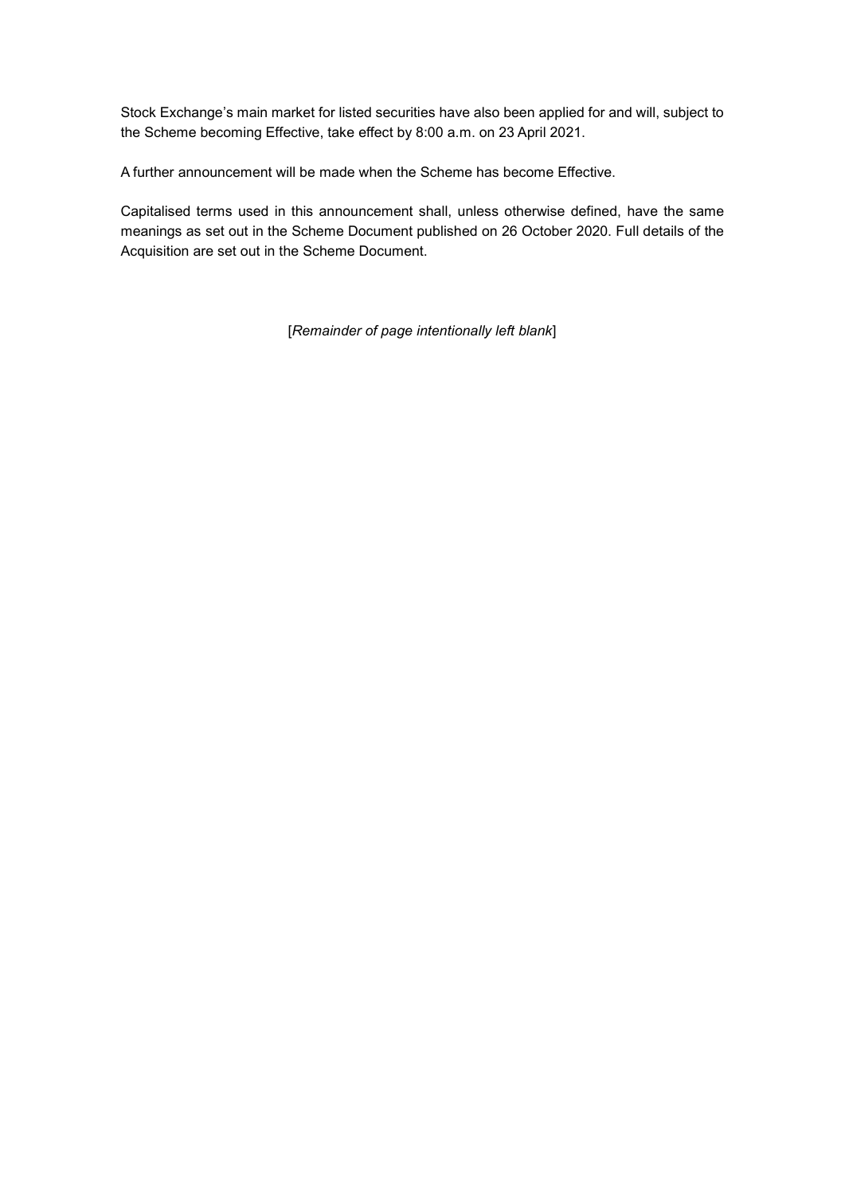Stock Exchange's main market for listed securities have also been applied for and will, subject to the Scheme becoming Effective, take effect by 8:00 a.m. on 23 April 2021.

A further announcement will be made when the Scheme has become Effective.

Capitalised terms used in this announcement shall, unless otherwise defined, have the same meanings as set out in the Scheme Document published on 26 October 2020. Full details of the Acquisition are set out in the Scheme Document.

[*Remainder of page intentionally left blank*]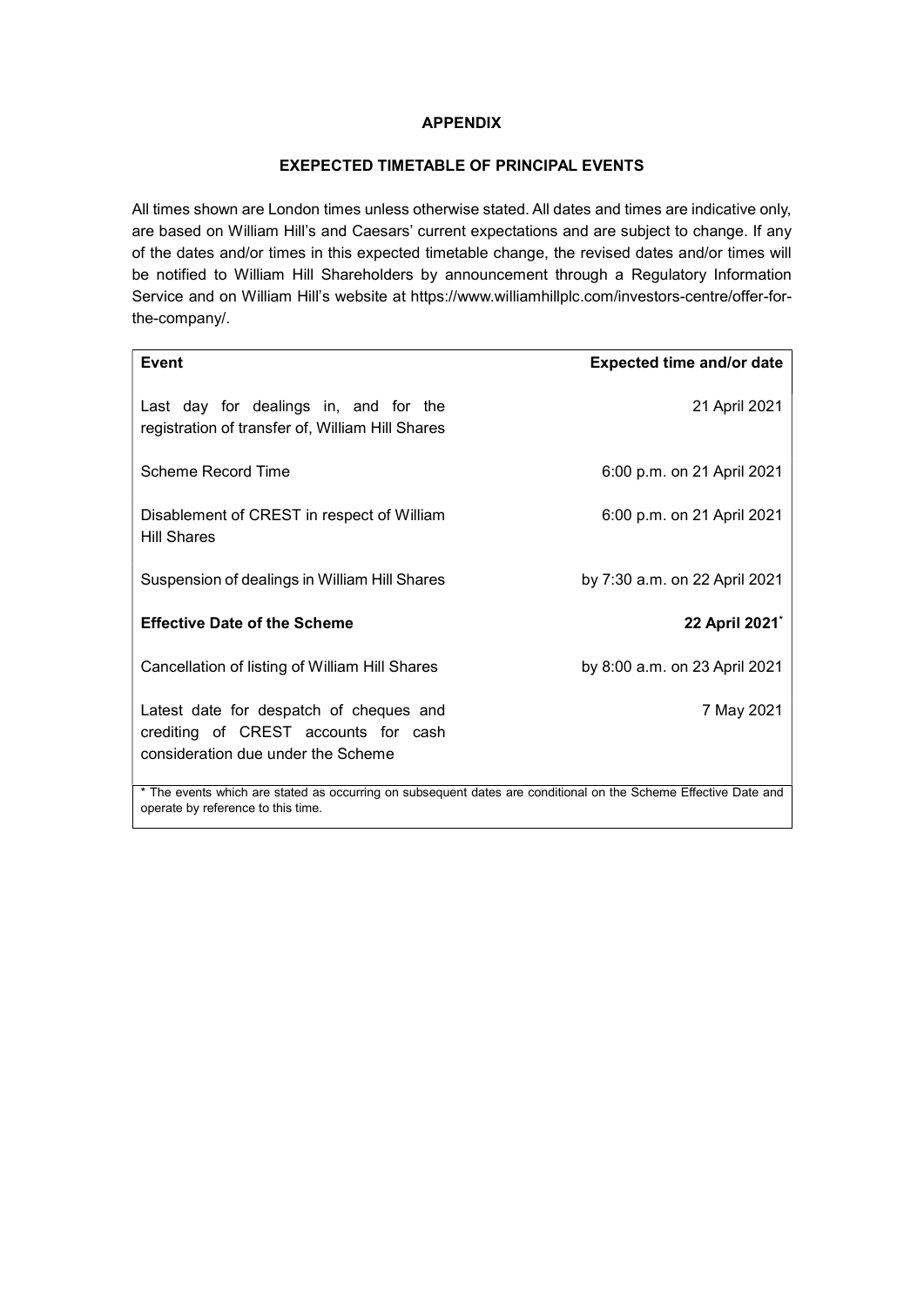## APPENDIX

## EXEPECTED TIMETABLE OF PRINCIPAL EVENTS

All times shown are London times unless otherwise stated. All dates and times are indicative only, are based on William Hill's and Caesars' current expectations and are subject to change. If any of the dates and/or times in this expected timetable change, the revised dates and/or times will be notified to William Hill Shareholders by announcement through a Regulatory Information Service and on William Hill's website at https://www.williamhillplc.com/investors-centre/offer-for-the-company/.

| Event | Expected time and/or date |
|---|---|
| Last day for dealings in, and for the registration of transfer of, William Hill Shares | 21 April 2021 |
| Scheme Record Time | 6:00 p.m. on 21 April 2021 |
| Disablement of CREST in respect of William Hill Shares | 6:00 p.m. on 21 April 2021 |
| Suspension of dealings in William Hill Shares | by 7:30 a.m. on 22 April 2021 |
| **Effective Date of the Scheme** | **22 April 2021*** |
| Cancellation of listing of William Hill Shares | by 8:00 a.m. on 23 April 2021 |
| Latest date for despatch of cheques and crediting of CREST accounts for cash consideration due under the Scheme | 7 May 2021 |

* The events which are stated as occurring on subsequent dates are conditional on the Scheme Effective Date and operate by reference to this time.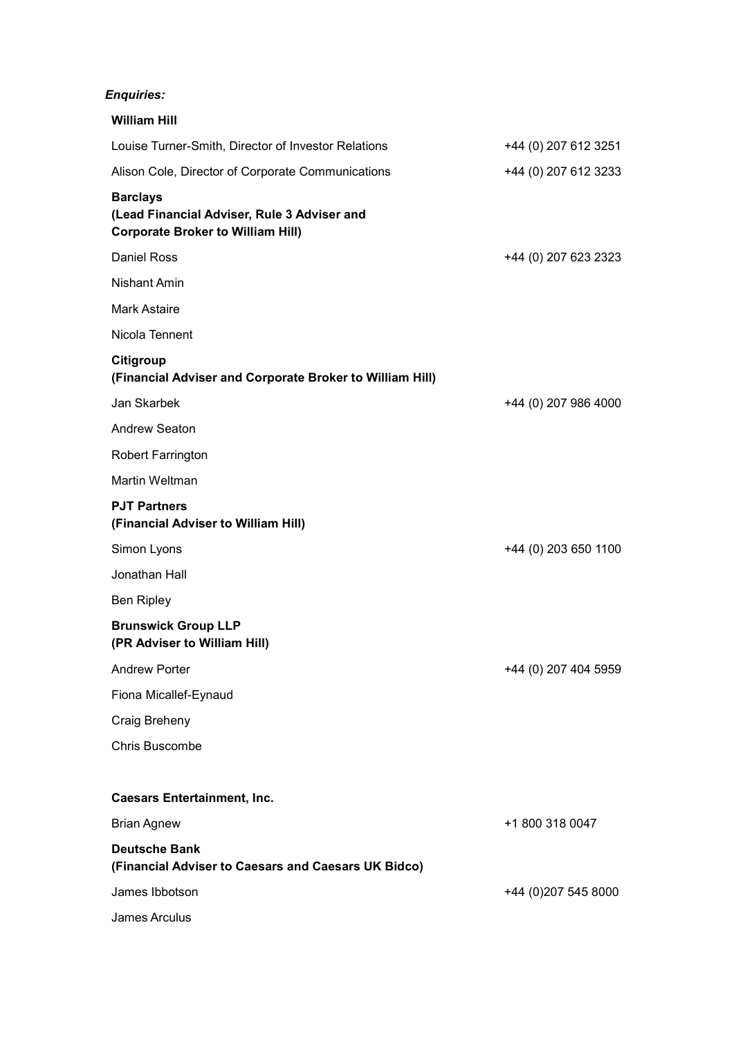***Enquiries:***

| | |
|---|---|
| **William Hill** | |
| Louise Turner-Smith, Director of Investor Relations | +44 (0) 207 612 3251 |
| Alison Cole, Director of Corporate Communications | +44 (0) 207 612 3233 |
| **Barclays (Lead Financial Adviser, Rule 3 Adviser and Corporate Broker to William Hill)** | |
| Daniel Ross | +44 (0) 207 623 2323 |
| Nishant Amin | |
| Mark Astaire | |
| Nicola Tennent | |
| **Citigroup (Financial Adviser and Corporate Broker to William Hill)** | |
| Jan Skarbek | +44 (0) 207 986 4000 |
| Andrew Seaton | |
| Robert Farrington | |
| Martin Weltman | |
| **PJT Partners (Financial Adviser to William Hill)** | |
| Simon Lyons | +44 (0) 203 650 1100 |
| Jonathan Hall | |
| Ben Ripley | |
| **Brunswick Group LLP (PR Adviser to William Hill)** | |
| Andrew Porter | +44 (0) 207 404 5959 |
| Fiona Micallef-Eynaud | |
| Craig Breheny | |
| Chris Buscombe | |
| | |
| **Caesars Entertainment, Inc.** | |
| Brian Agnew | +1 800 318 0047 |
| **Deutsche Bank (Financial Adviser to Caesars and Caesars UK Bidco)** | |
| James Ibbotson | +44 (0)207 545 8000 |
| James Arculus | |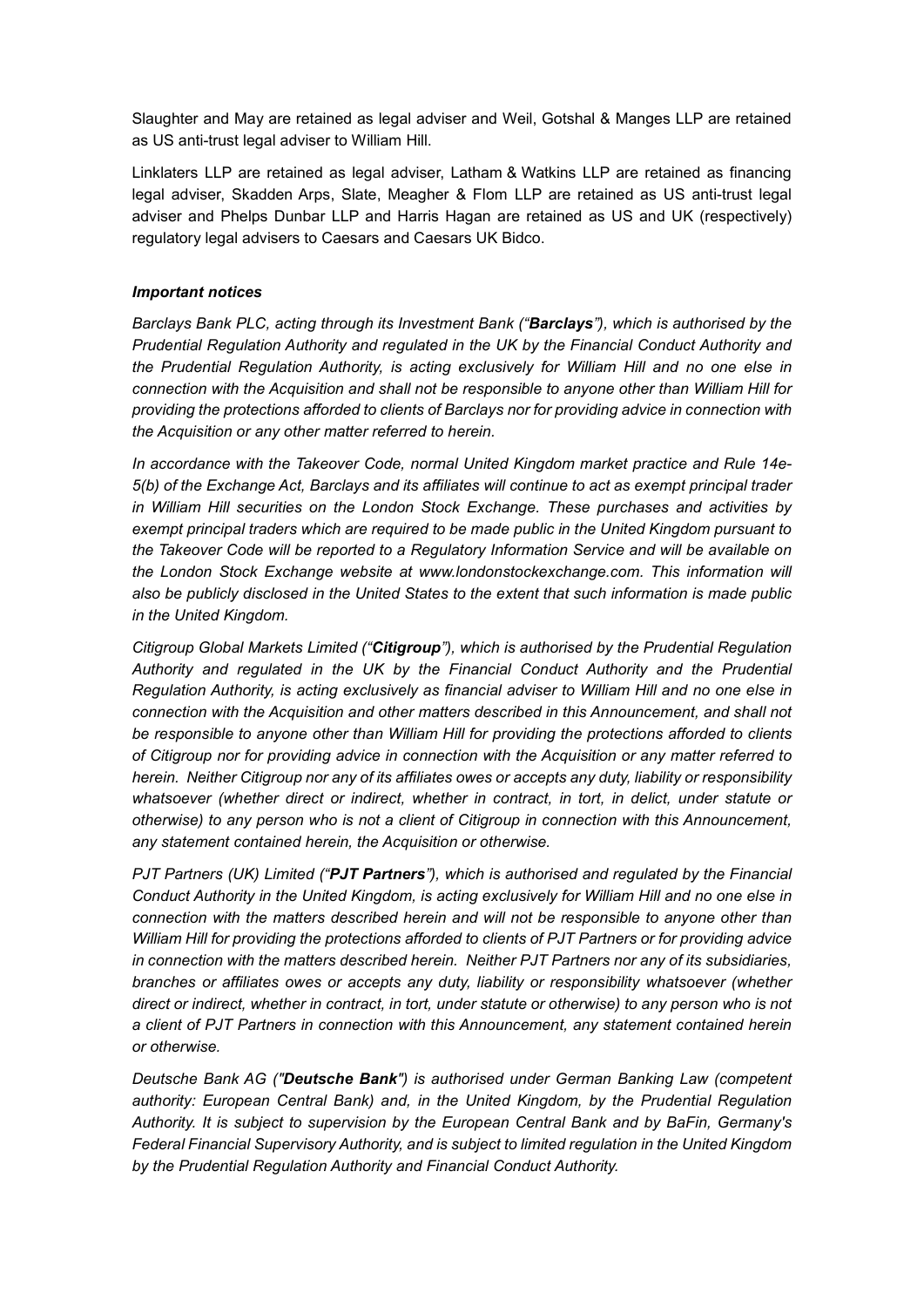Slaughter and May are retained as legal adviser and Weil, Gotshal & Manges LLP are retained as US anti-trust legal adviser to William Hill.

Linklaters LLP are retained as legal adviser, Latham & Watkins LLP are retained as financing legal adviser, Skadden Arps, Slate, Meagher & Flom LLP are retained as US anti-trust legal adviser and Phelps Dunbar LLP and Harris Hagan are retained as US and UK (respectively) regulatory legal advisers to Caesars and Caesars UK Bidco.

***Important notices***

*Barclays Bank PLC, acting through its Investment Bank ("**Barclays**"), which is authorised by the Prudential Regulation Authority and regulated in the UK by the Financial Conduct Authority and the Prudential Regulation Authority, is acting exclusively for William Hill and no one else in connection with the Acquisition and shall not be responsible to anyone other than William Hill for providing the protections afforded to clients of Barclays nor for providing advice in connection with the Acquisition or any other matter referred to herein.*

*In accordance with the Takeover Code, normal United Kingdom market practice and Rule 14e-5(b) of the Exchange Act, Barclays and its affiliates will continue to act as exempt principal trader in William Hill securities on the London Stock Exchange. These purchases and activities by exempt principal traders which are required to be made public in the United Kingdom pursuant to the Takeover Code will be reported to a Regulatory Information Service and will be available on the London Stock Exchange website at www.londonstockexchange.com. This information will also be publicly disclosed in the United States to the extent that such information is made public in the United Kingdom.*

*Citigroup Global Markets Limited ("**Citigroup**"), which is authorised by the Prudential Regulation Authority and regulated in the UK by the Financial Conduct Authority and the Prudential Regulation Authority, is acting exclusively as financial adviser to William Hill and no one else in connection with the Acquisition and other matters described in this Announcement, and shall not be responsible to anyone other than William Hill for providing the protections afforded to clients of Citigroup nor for providing advice in connection with the Acquisition or any matter referred to herein. Neither Citigroup nor any of its affiliates owes or accepts any duty, liability or responsibility whatsoever (whether direct or indirect, whether in contract, in tort, in delict, under statute or otherwise) to any person who is not a client of Citigroup in connection with this Announcement, any statement contained herein, the Acquisition or otherwise.*

*PJT Partners (UK) Limited ("**PJT Partners**"), which is authorised and regulated by the Financial Conduct Authority in the United Kingdom, is acting exclusively for William Hill and no one else in connection with the matters described herein and will not be responsible to anyone other than William Hill for providing the protections afforded to clients of PJT Partners or for providing advice in connection with the matters described herein. Neither PJT Partners nor any of its subsidiaries, branches or affiliates owes or accepts any duty, liability or responsibility whatsoever (whether direct or indirect, whether in contract, in tort, under statute or otherwise) to any person who is not a client of PJT Partners in connection with this Announcement, any statement contained herein or otherwise.*

*Deutsche Bank AG ("**Deutsche Bank**") is authorised under German Banking Law (competent authority: European Central Bank) and, in the United Kingdom, by the Prudential Regulation Authority. It is subject to supervision by the European Central Bank and by BaFin, Germany's Federal Financial Supervisory Authority, and is subject to limited regulation in the United Kingdom by the Prudential Regulation Authority and Financial Conduct Authority.*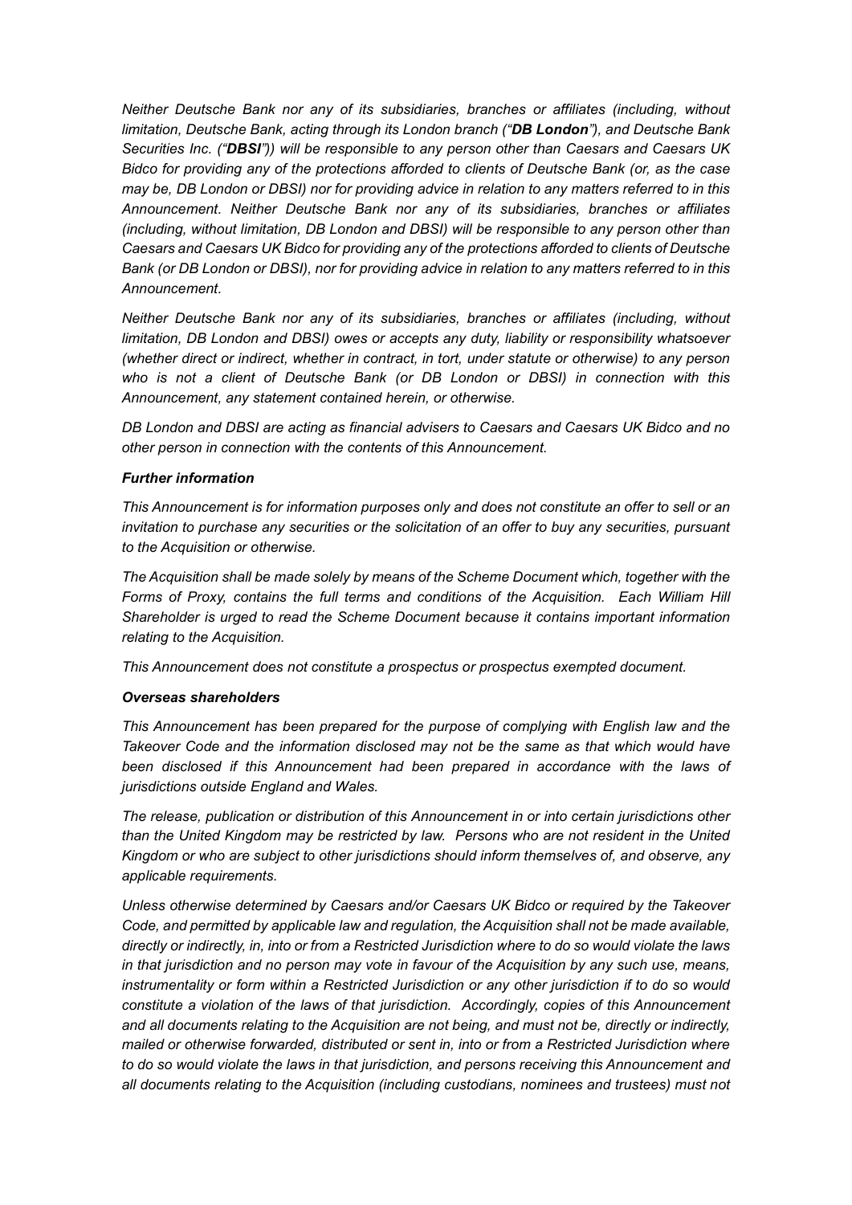*Neither Deutsche Bank nor any of its subsidiaries, branches or affiliates (including, without limitation, Deutsche Bank, acting through its London branch ("**DB London**"), and Deutsche Bank Securities Inc. ("**DBSI**")) will be responsible to any person other than Caesars and Caesars UK Bidco for providing any of the protections afforded to clients of Deutsche Bank (or, as the case may be, DB London or DBSI) nor for providing advice in relation to any matters referred to in this Announcement. Neither Deutsche Bank nor any of its subsidiaries, branches or affiliates (including, without limitation, DB London and DBSI) will be responsible to any person other than Caesars and Caesars UK Bidco for providing any of the protections afforded to clients of Deutsche Bank (or DB London or DBSI), nor for providing advice in relation to any matters referred to in this Announcement.*

*Neither Deutsche Bank nor any of its subsidiaries, branches or affiliates (including, without limitation, DB London and DBSI) owes or accepts any duty, liability or responsibility whatsoever (whether direct or indirect, whether in contract, in tort, under statute or otherwise) to any person who is not a client of Deutsche Bank (or DB London or DBSI) in connection with this Announcement, any statement contained herein, or otherwise.*

*DB London and DBSI are acting as financial advisers to Caesars and Caesars UK Bidco and no other person in connection with the contents of this Announcement.*

***Further information***

*This Announcement is for information purposes only and does not constitute an offer to sell or an invitation to purchase any securities or the solicitation of an offer to buy any securities, pursuant to the Acquisition or otherwise.*

*The Acquisition shall be made solely by means of the Scheme Document which, together with the Forms of Proxy, contains the full terms and conditions of the Acquisition. Each William Hill Shareholder is urged to read the Scheme Document because it contains important information relating to the Acquisition.*

*This Announcement does not constitute a prospectus or prospectus exempted document.*

***Overseas shareholders***

*This Announcement has been prepared for the purpose of complying with English law and the Takeover Code and the information disclosed may not be the same as that which would have been disclosed if this Announcement had been prepared in accordance with the laws of jurisdictions outside England and Wales.*

*The release, publication or distribution of this Announcement in or into certain jurisdictions other than the United Kingdom may be restricted by law. Persons who are not resident in the United Kingdom or who are subject to other jurisdictions should inform themselves of, and observe, any applicable requirements.*

*Unless otherwise determined by Caesars and/or Caesars UK Bidco or required by the Takeover Code, and permitted by applicable law and regulation, the Acquisition shall not be made available, directly or indirectly, in, into or from a Restricted Jurisdiction where to do so would violate the laws in that jurisdiction and no person may vote in favour of the Acquisition by any such use, means, instrumentality or form within a Restricted Jurisdiction or any other jurisdiction if to do so would constitute a violation of the laws of that jurisdiction. Accordingly, copies of this Announcement and all documents relating to the Acquisition are not being, and must not be, directly or indirectly, mailed or otherwise forwarded, distributed or sent in, into or from a Restricted Jurisdiction where to do so would violate the laws in that jurisdiction, and persons receiving this Announcement and all documents relating to the Acquisition (including custodians, nominees and trustees) must not*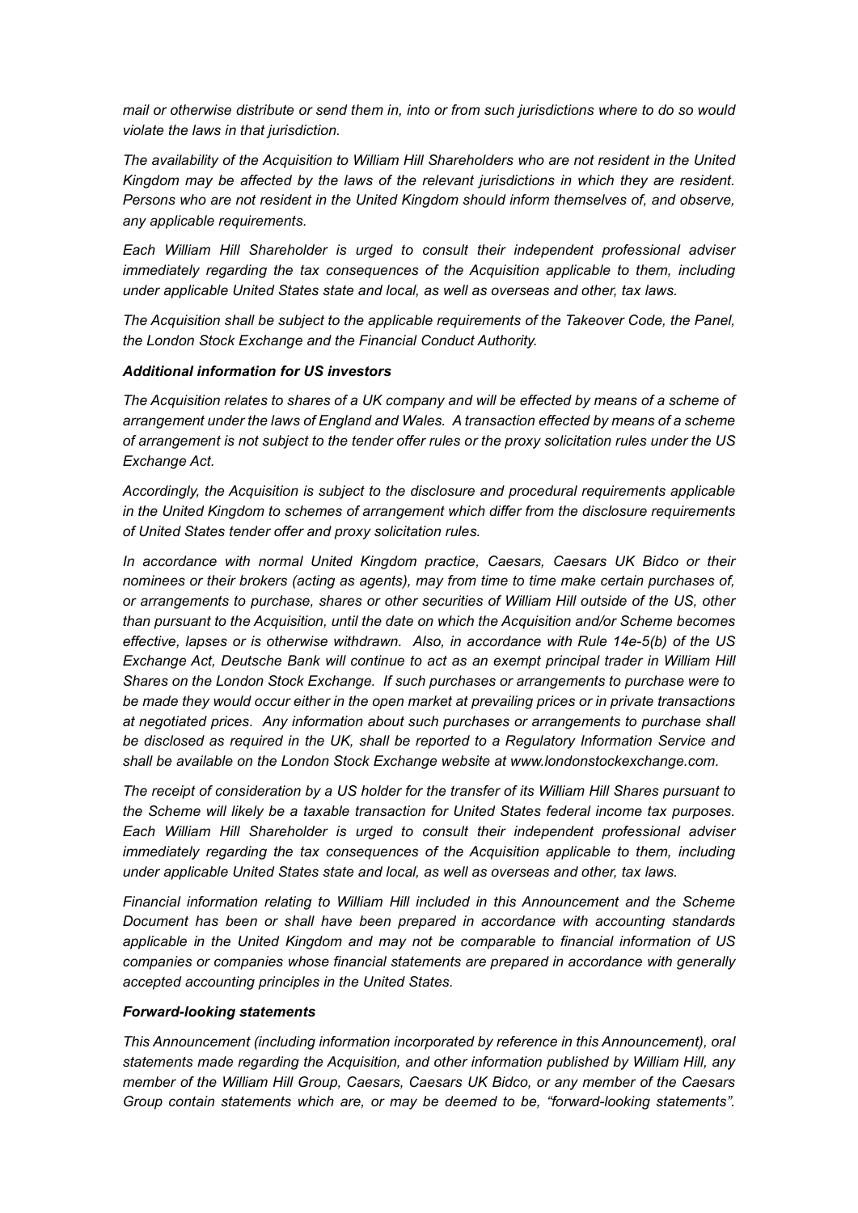*mail or otherwise distribute or send them in, into or from such jurisdictions where to do so would violate the laws in that jurisdiction.*

*The availability of the Acquisition to William Hill Shareholders who are not resident in the United Kingdom may be affected by the laws of the relevant jurisdictions in which they are resident. Persons who are not resident in the United Kingdom should inform themselves of, and observe, any applicable requirements.*

*Each William Hill Shareholder is urged to consult their independent professional adviser immediately regarding the tax consequences of the Acquisition applicable to them, including under applicable United States state and local, as well as overseas and other, tax laws.*

*The Acquisition shall be subject to the applicable requirements of the Takeover Code, the Panel, the London Stock Exchange and the Financial Conduct Authority.*

***Additional information for US investors***

*The Acquisition relates to shares of a UK company and will be effected by means of a scheme of arrangement under the laws of England and Wales. A transaction effected by means of a scheme of arrangement is not subject to the tender offer rules or the proxy solicitation rules under the US Exchange Act.*

*Accordingly, the Acquisition is subject to the disclosure and procedural requirements applicable in the United Kingdom to schemes of arrangement which differ from the disclosure requirements of United States tender offer and proxy solicitation rules.*

*In accordance with normal United Kingdom practice, Caesars, Caesars UK Bidco or their nominees or their brokers (acting as agents), may from time to time make certain purchases of, or arrangements to purchase, shares or other securities of William Hill outside of the US, other than pursuant to the Acquisition, until the date on which the Acquisition and/or Scheme becomes effective, lapses or is otherwise withdrawn. Also, in accordance with Rule 14e-5(b) of the US Exchange Act, Deutsche Bank will continue to act as an exempt principal trader in William Hill Shares on the London Stock Exchange. If such purchases or arrangements to purchase were to be made they would occur either in the open market at prevailing prices or in private transactions at negotiated prices. Any information about such purchases or arrangements to purchase shall be disclosed as required in the UK, shall be reported to a Regulatory Information Service and shall be available on the London Stock Exchange website at www.londonstockexchange.com.*

*The receipt of consideration by a US holder for the transfer of its William Hill Shares pursuant to the Scheme will likely be a taxable transaction for United States federal income tax purposes. Each William Hill Shareholder is urged to consult their independent professional adviser immediately regarding the tax consequences of the Acquisition applicable to them, including under applicable United States state and local, as well as overseas and other, tax laws.*

*Financial information relating to William Hill included in this Announcement and the Scheme Document has been or shall have been prepared in accordance with accounting standards applicable in the United Kingdom and may not be comparable to financial information of US companies or companies whose financial statements are prepared in accordance with generally accepted accounting principles in the United States.*

***Forward-looking statements***

*This Announcement (including information incorporated by reference in this Announcement), oral statements made regarding the Acquisition, and other information published by William Hill, any member of the William Hill Group, Caesars, Caesars UK Bidco, or any member of the Caesars Group contain statements which are, or may be deemed to be, "forward-looking statements".*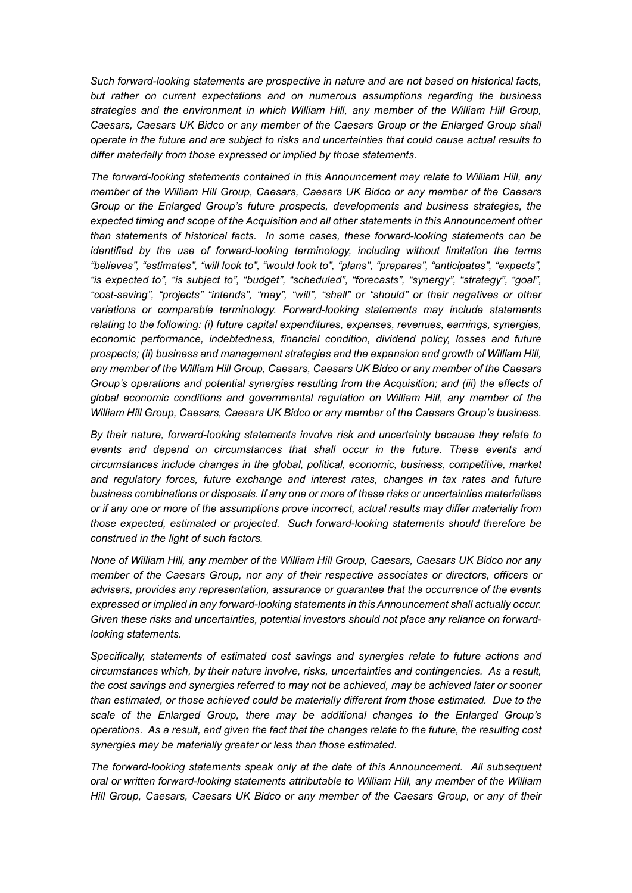*Such forward-looking statements are prospective in nature and are not based on historical facts, but rather on current expectations and on numerous assumptions regarding the business strategies and the environment in which William Hill, any member of the William Hill Group, Caesars, Caesars UK Bidco or any member of the Caesars Group or the Enlarged Group shall operate in the future and are subject to risks and uncertainties that could cause actual results to differ materially from those expressed or implied by those statements.*

*The forward-looking statements contained in this Announcement may relate to William Hill, any member of the William Hill Group, Caesars, Caesars UK Bidco or any member of the Caesars Group or the Enlarged Group's future prospects, developments and business strategies, the expected timing and scope of the Acquisition and all other statements in this Announcement other than statements of historical facts. In some cases, these forward-looking statements can be identified by the use of forward-looking terminology, including without limitation the terms "believes", "estimates", "will look to", "would look to", "plans", "prepares", "anticipates", "expects", "is expected to", "is subject to", "budget", "scheduled", "forecasts", "synergy", "strategy", "goal", "cost-saving", "projects" "intends", "may", "will", "shall" or "should" or their negatives or other variations or comparable terminology. Forward-looking statements may include statements relating to the following: (i) future capital expenditures, expenses, revenues, earnings, synergies, economic performance, indebtedness, financial condition, dividend policy, losses and future prospects; (ii) business and management strategies and the expansion and growth of William Hill, any member of the William Hill Group, Caesars, Caesars UK Bidco or any member of the Caesars Group's operations and potential synergies resulting from the Acquisition; and (iii) the effects of global economic conditions and governmental regulation on William Hill, any member of the William Hill Group, Caesars, Caesars UK Bidco or any member of the Caesars Group's business.*

*By their nature, forward-looking statements involve risk and uncertainty because they relate to events and depend on circumstances that shall occur in the future. These events and circumstances include changes in the global, political, economic, business, competitive, market and regulatory forces, future exchange and interest rates, changes in tax rates and future business combinations or disposals. If any one or more of these risks or uncertainties materialises or if any one or more of the assumptions prove incorrect, actual results may differ materially from those expected, estimated or projected. Such forward-looking statements should therefore be construed in the light of such factors.*

*None of William Hill, any member of the William Hill Group, Caesars, Caesars UK Bidco nor any member of the Caesars Group, nor any of their respective associates or directors, officers or advisers, provides any representation, assurance or guarantee that the occurrence of the events expressed or implied in any forward-looking statements in this Announcement shall actually occur. Given these risks and uncertainties, potential investors should not place any reliance on forward-looking statements.*

*Specifically, statements of estimated cost savings and synergies relate to future actions and circumstances which, by their nature involve, risks, uncertainties and contingencies. As a result, the cost savings and synergies referred to may not be achieved, may be achieved later or sooner than estimated, or those achieved could be materially different from those estimated. Due to the scale of the Enlarged Group, there may be additional changes to the Enlarged Group's operations. As a result, and given the fact that the changes relate to the future, the resulting cost synergies may be materially greater or less than those estimated.*

*The forward-looking statements speak only at the date of this Announcement. All subsequent oral or written forward-looking statements attributable to William Hill, any member of the William Hill Group, Caesars, Caesars UK Bidco or any member of the Caesars Group, or any of their*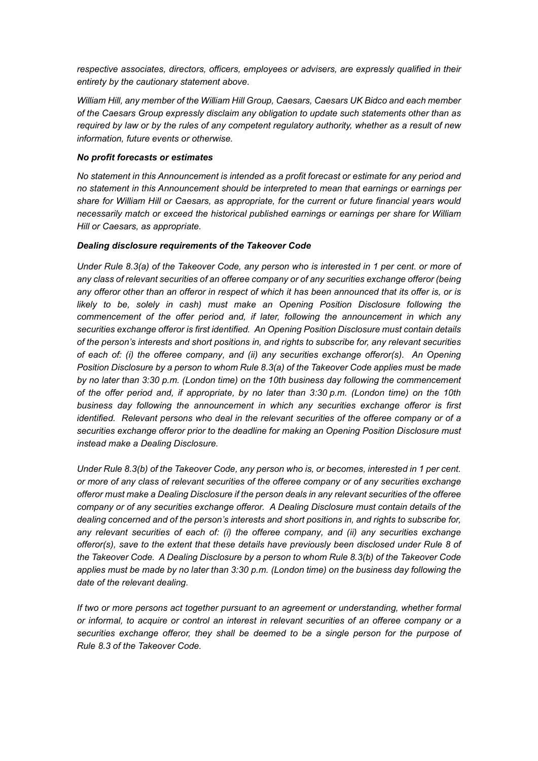*respective associates, directors, officers, employees or advisers, are expressly qualified in their entirety by the cautionary statement above.*

*William Hill, any member of the William Hill Group, Caesars, Caesars UK Bidco and each member of the Caesars Group expressly disclaim any obligation to update such statements other than as required by law or by the rules of any competent regulatory authority, whether as a result of new information, future events or otherwise.*

***No profit forecasts or estimates***

*No statement in this Announcement is intended as a profit forecast or estimate for any period and no statement in this Announcement should be interpreted to mean that earnings or earnings per share for William Hill or Caesars, as appropriate, for the current or future financial years would necessarily match or exceed the historical published earnings or earnings per share for William Hill or Caesars, as appropriate.*

***Dealing disclosure requirements of the Takeover Code***

*Under Rule 8.3(a) of the Takeover Code, any person who is interested in 1 per cent. or more of any class of relevant securities of an offeree company or of any securities exchange offeror (being any offeror other than an offeror in respect of which it has been announced that its offer is, or is likely to be, solely in cash) must make an Opening Position Disclosure following the commencement of the offer period and, if later, following the announcement in which any securities exchange offeror is first identified. An Opening Position Disclosure must contain details of the person's interests and short positions in, and rights to subscribe for, any relevant securities of each of: (i) the offeree company, and (ii) any securities exchange offeror(s). An Opening Position Disclosure by a person to whom Rule 8.3(a) of the Takeover Code applies must be made by no later than 3:30 p.m. (London time) on the 10th business day following the commencement of the offer period and, if appropriate, by no later than 3:30 p.m. (London time) on the 10th business day following the announcement in which any securities exchange offeror is first identified. Relevant persons who deal in the relevant securities of the offeree company or of a securities exchange offeror prior to the deadline for making an Opening Position Disclosure must instead make a Dealing Disclosure.*

*Under Rule 8.3(b) of the Takeover Code, any person who is, or becomes, interested in 1 per cent. or more of any class of relevant securities of the offeree company or of any securities exchange offeror must make a Dealing Disclosure if the person deals in any relevant securities of the offeree company or of any securities exchange offeror. A Dealing Disclosure must contain details of the dealing concerned and of the person's interests and short positions in, and rights to subscribe for, any relevant securities of each of: (i) the offeree company, and (ii) any securities exchange offeror(s), save to the extent that these details have previously been disclosed under Rule 8 of the Takeover Code. A Dealing Disclosure by a person to whom Rule 8.3(b) of the Takeover Code applies must be made by no later than 3:30 p.m. (London time) on the business day following the date of the relevant dealing.*

*If two or more persons act together pursuant to an agreement or understanding, whether formal or informal, to acquire or control an interest in relevant securities of an offeree company or a securities exchange offeror, they shall be deemed to be a single person for the purpose of Rule 8.3 of the Takeover Code.*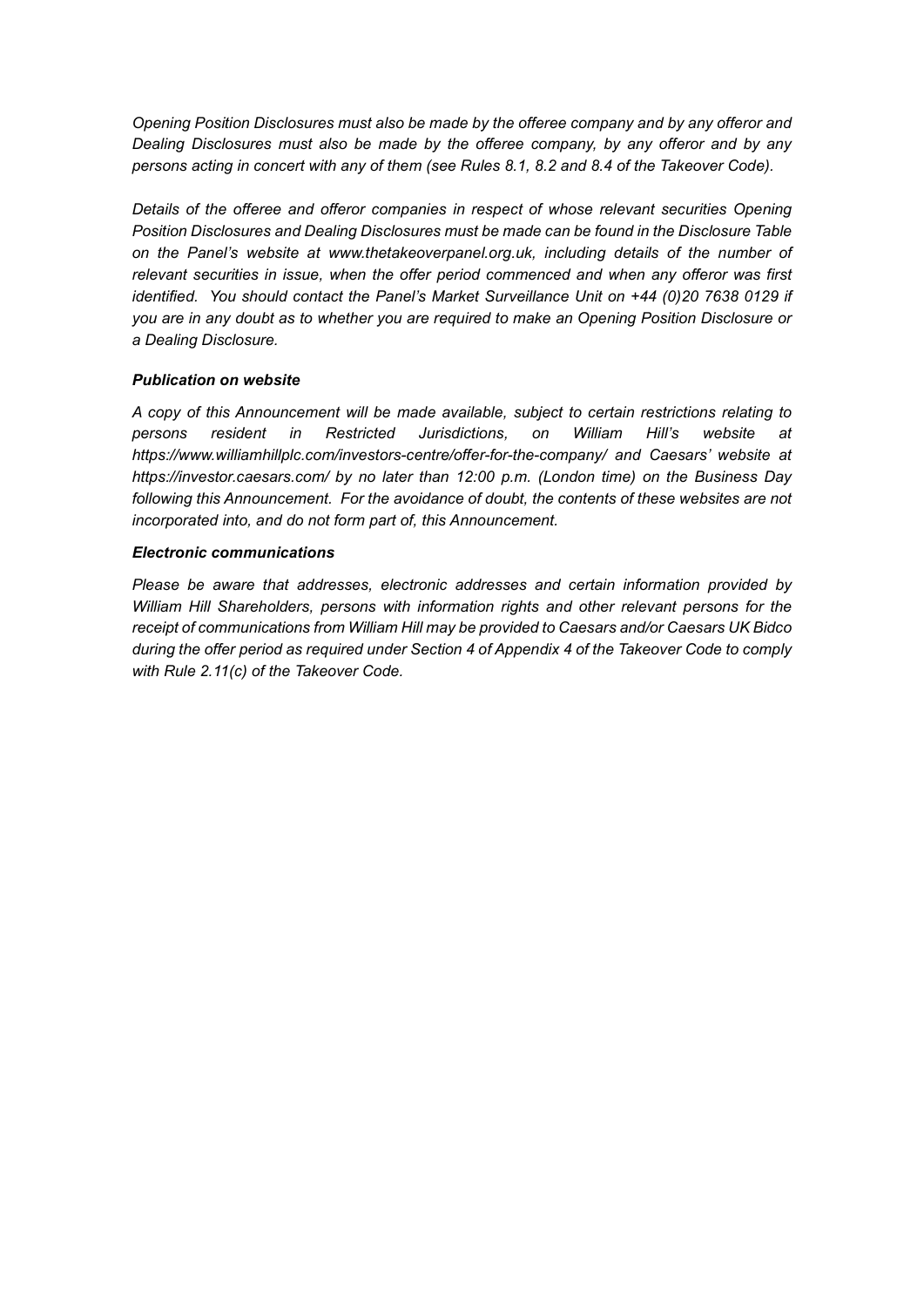*Opening Position Disclosures must also be made by the offeree company and by any offeror and Dealing Disclosures must also be made by the offeree company, by any offeror and by any persons acting in concert with any of them (see Rules 8.1, 8.2 and 8.4 of the Takeover Code).*

*Details of the offeree and offeror companies in respect of whose relevant securities Opening Position Disclosures and Dealing Disclosures must be made can be found in the Disclosure Table on the Panel's website at www.thetakeoverpanel.org.uk, including details of the number of relevant securities in issue, when the offer period commenced and when any offeror was first identified. You should contact the Panel's Market Surveillance Unit on +44 (0)20 7638 0129 if you are in any doubt as to whether you are required to make an Opening Position Disclosure or a Dealing Disclosure.*

***Publication on website***

*A copy of this Announcement will be made available, subject to certain restrictions relating to persons resident in Restricted Jurisdictions, on William Hill's website at https://www.williamhillplc.com/investors-centre/offer-for-the-company/ and Caesars' website at https://investor.caesars.com/ by no later than 12:00 p.m. (London time) on the Business Day following this Announcement. For the avoidance of doubt, the contents of these websites are not incorporated into, and do not form part of, this Announcement.*

***Electronic communications***

*Please be aware that addresses, electronic addresses and certain information provided by William Hill Shareholders, persons with information rights and other relevant persons for the receipt of communications from William Hill may be provided to Caesars and/or Caesars UK Bidco during the offer period as required under Section 4 of Appendix 4 of the Takeover Code to comply with Rule 2.11(c) of the Takeover Code.*